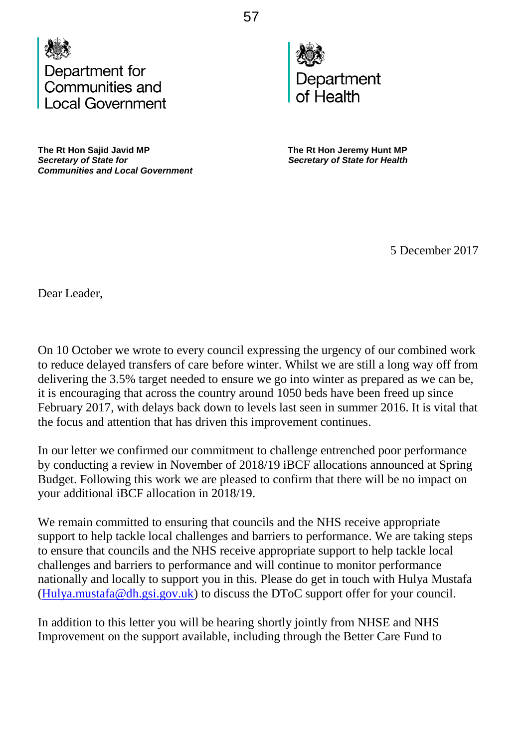Department for Communities and Local Government

Department of Health

**The Rt Hon Sajid Javid MP**
***Secretary of State for Communities and Local Government***

**The Rt Hon Jeremy Hunt MP**
***Secretary of State for Health***

5 December 2017

Dear Leader,

On 10 October we wrote to every council expressing the urgency of our combined work to reduce delayed transfers of care before winter. Whilst we are still a long way off from delivering the 3.5% target needed to ensure we go into winter as prepared as we can be, it is encouraging that across the country around 1050 beds have been freed up since February 2017, with delays back down to levels last seen in summer 2016. It is vital that the focus and attention that has driven this improvement continues.

In our letter we confirmed our commitment to challenge entrenched poor performance by conducting a review in November of 2018/19 iBCF allocations announced at Spring Budget. Following this work we are pleased to confirm that there will be no impact on your additional iBCF allocation in 2018/19.

We remain committed to ensuring that councils and the NHS receive appropriate support to help tackle local challenges and barriers to performance. We are taking steps to ensure that councils and the NHS receive appropriate support to help tackle local challenges and barriers to performance and will continue to monitor performance nationally and locally to support you in this. Please do get in touch with Hulya Mustafa (Hulya.mustafa@dh.gsi.gov.uk) to discuss the DToC support offer for your council.

In addition to this letter you will be hearing shortly jointly from NHSE and NHS Improvement on the support available, including through the Better Care Fund to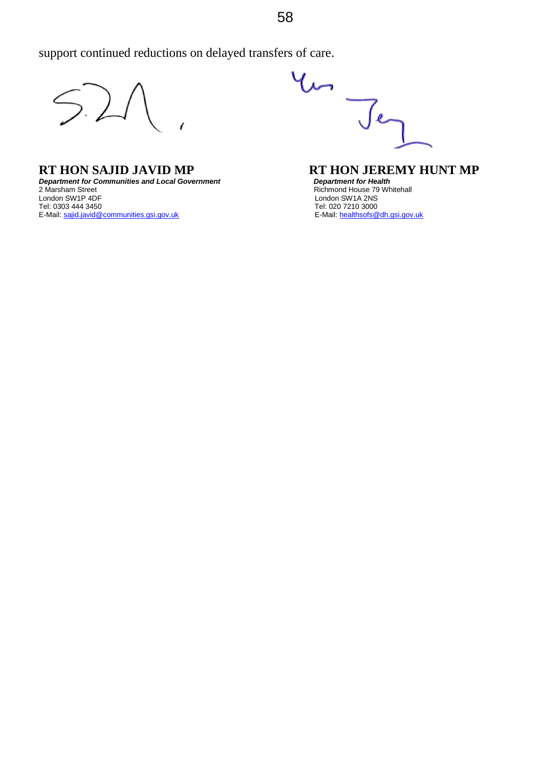support continued reductions on delayed transfers of care.

**RT HON SAJID JAVID MP**
***Department for Communities and Local Government***
2 Marsham Street
London SW1P 4DF
Tel: 0303 444 3450
E-Mail: sajid.javid@communities.gsi.gov.uk

**RT HON JEREMY HUNT MP**
***Department for Health***
Richmond House 79 Whitehall
London SW1A 2NS
Tel: 020 7210 3000
E-Mail: healthsofs@dh.gsi.gov.uk